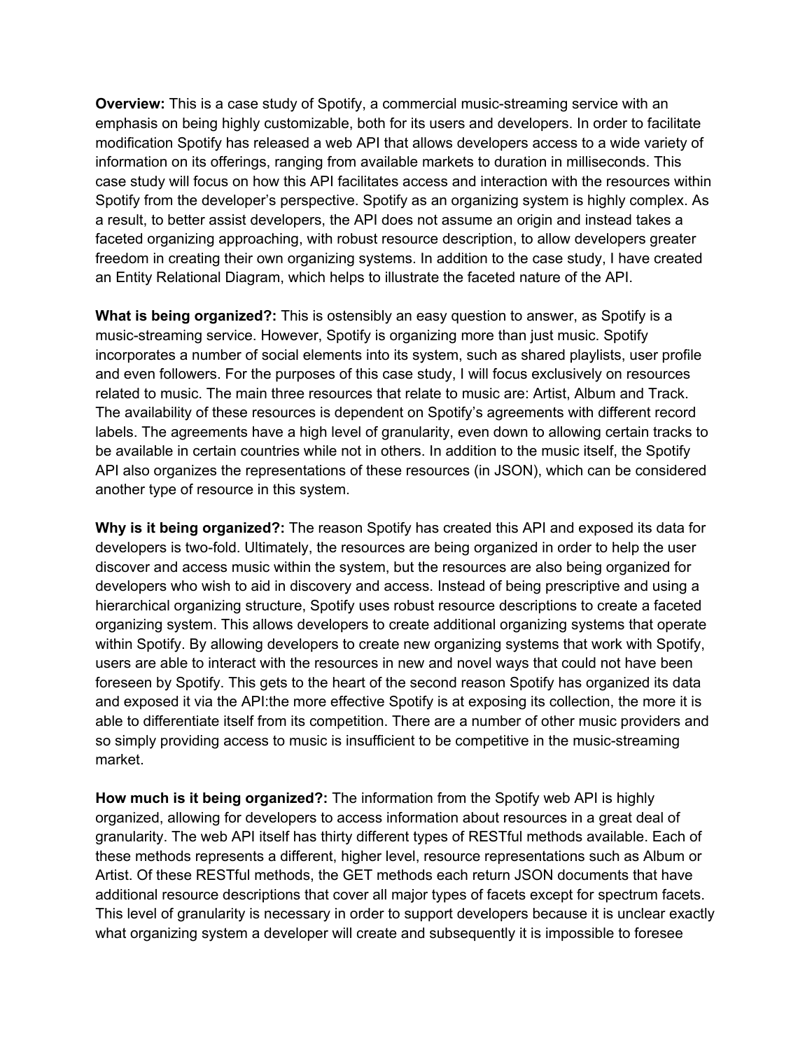**Overview:** This is a case study of Spotify, a commercial music-streaming service with an emphasis on being highly customizable, both for its users and developers. In order to facilitate modification Spotify has released a web API that allows developers access to a wide variety of information on its offerings, ranging from available markets to duration in milliseconds. This case study will focus on how this API facilitates access and interaction with the resources within Spotify from the developer's perspective. Spotify as an organizing system is highly complex. As a result, to better assist developers, the API does not assume an origin and instead takes a faceted organizing approaching, with robust resource description, to allow developers greater freedom in creating their own organizing systems. In addition to the case study, I have created an Entity Relational Diagram, which helps to illustrate the faceted nature of the API.

**What is being organized?:** This is ostensibly an easy question to answer, as Spotify is a music-streaming service. However, Spotify is organizing more than just music. Spotify incorporates a number of social elements into its system, such as shared playlists, user profile and even followers. For the purposes of this case study, I will focus exclusively on resources related to music. The main three resources that relate to music are: Artist, Album and Track. The availability of these resources is dependent on Spotify's agreements with different record labels. The agreements have a high level of granularity, even down to allowing certain tracks to be available in certain countries while not in others. In addition to the music itself, the Spotify API also organizes the representations of these resources (in JSON), which can be considered another type of resource in this system.

**Why is it being organized?:** The reason Spotify has created this API and exposed its data for developers is two-fold. Ultimately, the resources are being organized in order to help the user discover and access music within the system, but the resources are also being organized for developers who wish to aid in discovery and access. Instead of being prescriptive and using a hierarchical organizing structure, Spotify uses robust resource descriptions to create a faceted organizing system. This allows developers to create additional organizing systems that operate within Spotify. By allowing developers to create new organizing systems that work with Spotify, users are able to interact with the resources in new and novel ways that could not have been foreseen by Spotify. This gets to the heart of the second reason Spotify has organized its data and exposed it via the API:the more effective Spotify is at exposing its collection, the more it is able to differentiate itself from its competition. There are a number of other music providers and so simply providing access to music is insufficient to be competitive in the music-streaming market.

**How much is it being organized?:** The information from the Spotify web API is highly organized, allowing for developers to access information about resources in a great deal of granularity. The web API itself has thirty different types of RESTful methods available. Each of these methods represents a different, higher level, resource representations such as Album or Artist. Of these RESTful methods, the GET methods each return JSON documents that have additional resource descriptions that cover all major types of facets except for spectrum facets. This level of granularity is necessary in order to support developers because it is unclear exactly what organizing system a developer will create and subsequently it is impossible to foresee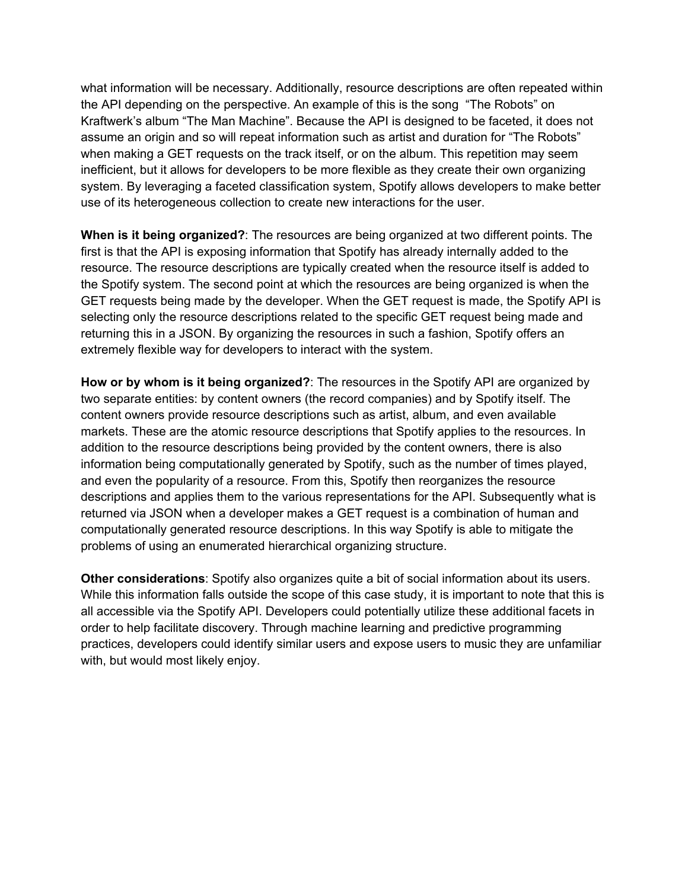what information will be necessary. Additionally, resource descriptions are often repeated within the API depending on the perspective. An example of this is the song "The Robots" on Kraftwerk's album "The Man Machine". Because the API is designed to be faceted, it does not assume an origin and so will repeat information such as artist and duration for "The Robots" when making a GET requests on the track itself, or on the album. This repetition may seem inefficient, but it allows for developers to be more flexible as they create their own organizing system. By leveraging a faceted classification system, Spotify allows developers to make better use of its heterogeneous collection to create new interactions for the user.

**When is it being organized?**: The resources are being organized at two different points. The first is that the API is exposing information that Spotify has already internally added to the resource. The resource descriptions are typically created when the resource itself is added to the Spotify system. The second point at which the resources are being organized is when the GET requests being made by the developer. When the GET request is made, the Spotify API is selecting only the resource descriptions related to the specific GET request being made and returning this in a JSON. By organizing the resources in such a fashion, Spotify offers an extremely flexible way for developers to interact with the system.

**How or by whom is it being organized?**: The resources in the Spotify API are organized by two separate entities: by content owners (the record companies) and by Spotify itself. The content owners provide resource descriptions such as artist, album, and even available markets. These are the atomic resource descriptions that Spotify applies to the resources. In addition to the resource descriptions being provided by the content owners, there is also information being computationally generated by Spotify, such as the number of times played, and even the popularity of a resource. From this, Spotify then reorganizes the resource descriptions and applies them to the various representations for the API. Subsequently what is returned via JSON when a developer makes a GET request is a combination of human and computationally generated resource descriptions. In this way Spotify is able to mitigate the problems of using an enumerated hierarchical organizing structure.

**Other considerations**: Spotify also organizes quite a bit of social information about its users. While this information falls outside the scope of this case study, it is important to note that this is all accessible via the Spotify API. Developers could potentially utilize these additional facets in order to help facilitate discovery. Through machine learning and predictive programming practices, developers could identify similar users and expose users to music they are unfamiliar with, but would most likely enjoy.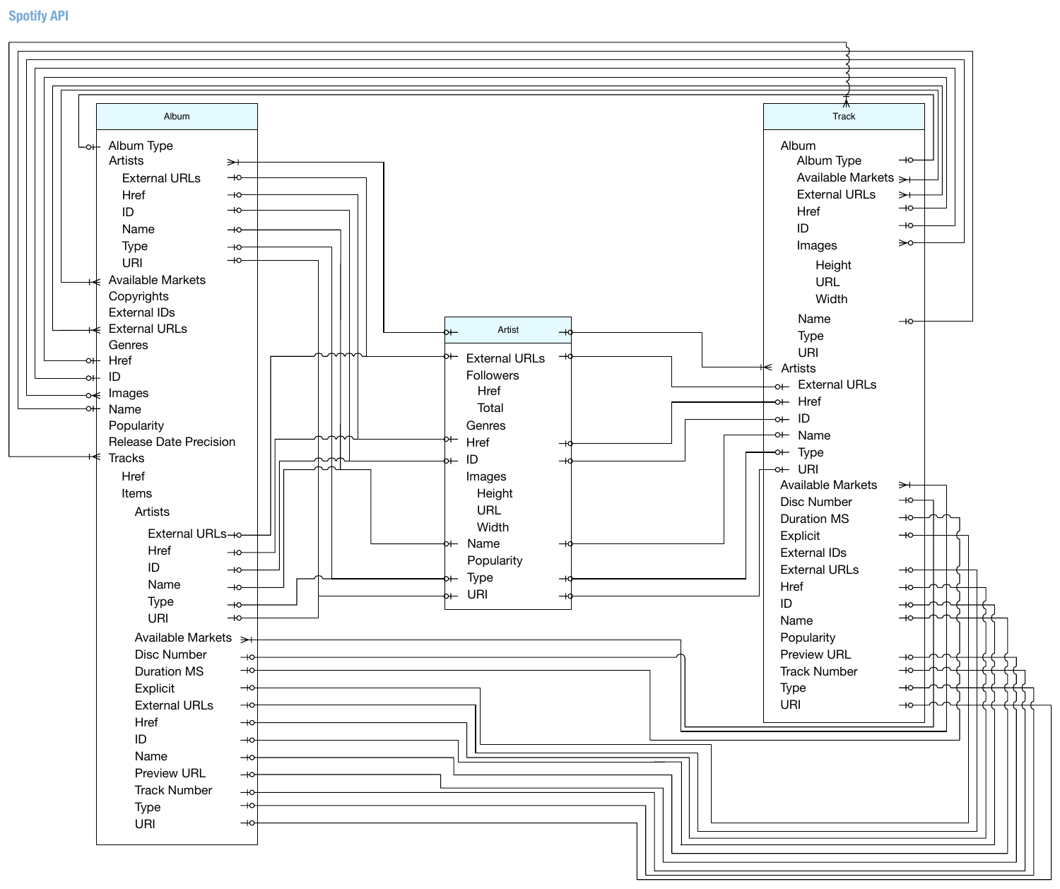Spotify API

Album

Album Type
Artists
External URLs
Href
ID
Name
Type
URI
Available Markets
Copyrights
External IDs
External URLs
Genres
Href
ID
Images
Name
Popularity
Release Date Precision
Tracks
Href
Items
Artists
External URLs
Href
ID
Name
Type
URI
Available Markets
Disc Number
Duration MS
Explicit
External URLs
Href
ID
Name
Preview URL
Track Number
Type
URI

Artist

External URLs
Followers
Href
Total
Genres
Href
ID
Images
Height
URL
Width
Name
Popularity
Type
URI

Track

Album
Album Type
Available Markets
External URLs
Href
ID
Images
Height
URL
Width
Name
Type
URI
Artists
External URLs
Href
ID
Name
Type
URI
Available Markets
Disc Number
Duration MS
Explicit
External IDs
External URLs
Href
ID
Name
Popularity
Preview URL
Track Number
Type
URI